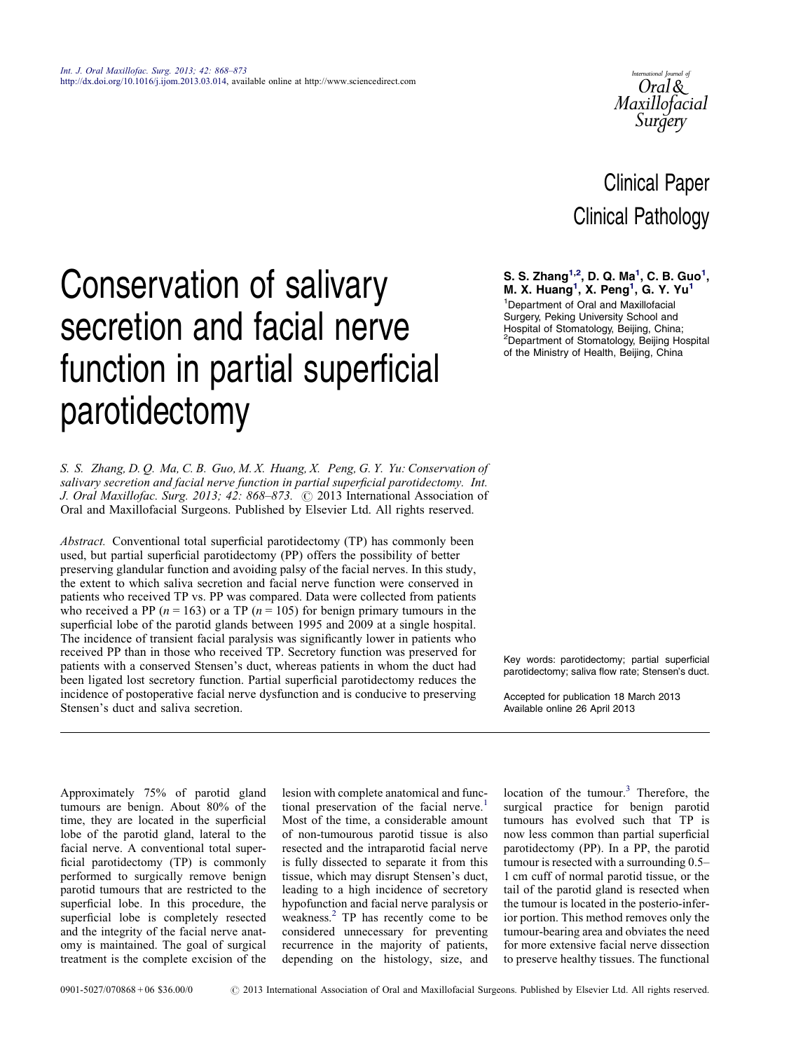Clinical Paper
Clinical Pathology

# Conservation of salivary secretion and facial nerve function in partial superficial parotidectomy

**S. S. Zhang[1,2], D. Q. Ma[1], C. B. Guo[1], M. X. Huang[1], X. Peng[1], G. Y. Yu[1]**

[1]Department of Oral and Maxillofacial Surgery, Peking University School and Hospital of Stomatology, Beijing, China; [2]Department of Stomatology, Beijing Hospital of the Ministry of Health, Beijing, China

*S. S. Zhang, D. Q. Ma, C. B. Guo, M. X. Huang, X. Peng, G. Y. Yu: Conservation of salivary secretion and facial nerve function in partial superficial parotidectomy. Int. J. Oral Maxillofac. Surg. 2013; 42: 868–873.* © 2013 International Association of Oral and Maxillofacial Surgeons. Published by Elsevier Ltd. All rights reserved.

*Abstract.* Conventional total superficial parotidectomy (TP) has commonly been used, but partial superficial parotidectomy (PP) offers the possibility of better preserving glandular function and avoiding palsy of the facial nerves. In this study, the extent to which saliva secretion and facial nerve function were conserved in patients who received TP vs. PP was compared. Data were collected from patients who received a PP ($n = 163$) or a TP ($n = 105$) for benign primary tumours in the superficial lobe of the parotid glands between 1995 and 2009 at a single hospital. The incidence of transient facial paralysis was significantly lower in patients who received PP than in those who received TP. Secretory function was preserved for patients with a conserved Stensen's duct, whereas patients in whom the duct had been ligated lost secretory function. Partial superficial parotidectomy reduces the incidence of postoperative facial nerve dysfunction and is conducive to preserving Stensen's duct and saliva secretion.

Key words: parotidectomy; partial superficial parotidectomy; saliva flow rate; Stensen's duct.

Accepted for publication 18 March 2013
Available online 26 April 2013

Approximately 75% of parotid gland tumours are benign. About 80% of the time, they are located in the superficial lobe of the parotid gland, lateral to the facial nerve. A conventional total superficial parotidectomy (TP) is commonly performed to surgically remove benign parotid tumours that are restricted to the superficial lobe. In this procedure, the superficial lobe is completely resected and the integrity of the facial nerve anatomy is maintained. The goal of surgical treatment is the complete excision of the lesion with complete anatomical and functional preservation of the facial nerve.[1] Most of the time, a considerable amount of non-tumourous parotid tissue is also resected and the intraparotid facial nerve is fully dissected to separate it from this tissue, which may disrupt Stensen's duct, leading to a high incidence of secretory hypofunction and facial nerve paralysis or weakness.[2] TP has recently come to be considered unnecessary for preventing recurrence in the majority of patients, depending on the histology, size, and location of the tumour.[3] Therefore, the surgical practice for benign parotid tumours has evolved such that TP is now less common than partial superficial parotidectomy (PP). In a PP, the parotid tumour is resected with a surrounding 0.5–1 cm cuff of normal parotid tissue, or the tail of the parotid gland is resected when the tumour is located in the posterio-inferior portion. This method removes only the tumour-bearing area and obviates the need for more extensive facial nerve dissection to preserve healthy tissues. The functional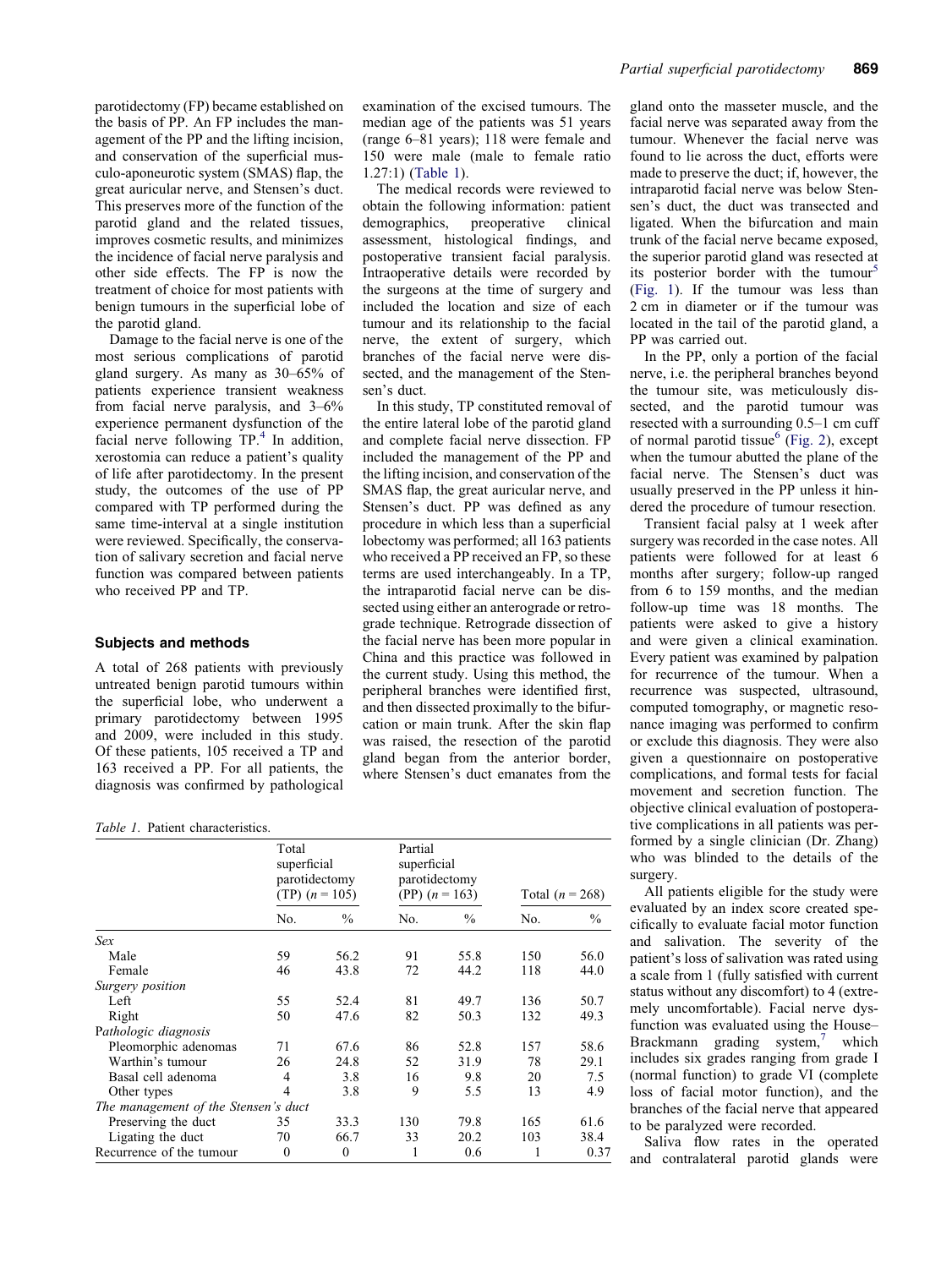parotidectomy (FP) became established on the basis of PP. An FP includes the management of the PP and the lifting incision, and conservation of the superficial musculo-aponeurotic system (SMAS) flap, the great auricular nerve, and Stensen's duct. This preserves more of the function of the parotid gland and the related tissues, improves cosmetic results, and minimizes the incidence of facial nerve paralysis and other side effects. The FP is now the treatment of choice for most patients with benign tumours in the superficial lobe of the parotid gland.

Damage to the facial nerve is one of the most serious complications of parotid gland surgery. As many as 30–65% of patients experience transient weakness from facial nerve paralysis, and 3–6% experience permanent dysfunction of the facial nerve following TP.[4] In addition, xerostomia can reduce a patient's quality of life after parotidectomy. In the present study, the outcomes of the use of PP compared with TP performed during the same time-interval at a single institution were reviewed. Specifically, the conservation of salivary secretion and facial nerve function was compared between patients who received PP and TP.

## Subjects and methods

A total of 268 patients with previously untreated benign parotid tumours within the superficial lobe, who underwent a primary parotidectomy between 1995 and 2009, were included in this study. Of these patients, 105 received a TP and 163 received a PP. For all patients, the diagnosis was confirmed by pathological examination of the excised tumours. The median age of the patients was 51 years (range 6–81 years); 118 were female and 150 were male (male to female ratio 1.27:1) (Table 1).

The medical records were reviewed to obtain the following information: patient demographics, preoperative clinical assessment, histological findings, and postoperative transient facial paralysis. Intraoperative details were recorded by the surgeons at the time of surgery and included the location and size of each tumour and its relationship to the facial nerve, the extent of surgery, which branches of the facial nerve were dissected, and the management of the Stensen's duct.

In this study, TP constituted removal of the entire lateral lobe of the parotid gland and complete facial nerve dissection. FP included the management of the PP and the lifting incision, and conservation of the SMAS flap, the great auricular nerve, and Stensen's duct. PP was defined as any procedure in which less than a superficial lobectomy was performed; all 163 patients who received a PP received an FP, so these terms are used interchangeably. In a TP, the intraparotid facial nerve can be dissected using either an anterograde or retrograde technique. Retrograde dissection of the facial nerve has been more popular in China and this practice was followed in the current study. Using this method, the peripheral branches were identified first, and then dissected proximally to the bifurcation or main trunk. After the skin flap was raised, the resection of the parotid gland began from the anterior border, where Stensen's duct emanates from the gland onto the masseter muscle, and the facial nerve was separated away from the tumour. Whenever the facial nerve was found to lie across the duct, efforts were made to preserve the duct; if, however, the intraparotid facial nerve was below Stensen's duct, the duct was transected and ligated. When the bifurcation and main trunk of the facial nerve became exposed, the superior parotid gland was resected at its posterior border with the tumour[5] (Fig. 1). If the tumour was less than 2 cm in diameter or if the tumour was located in the tail of the parotid gland, a PP was carried out.

In the PP, only a portion of the facial nerve, i.e. the peripheral branches beyond the tumour site, was meticulously dissected, and the parotid tumour was resected with a surrounding 0.5–1 cm cuff of normal parotid tissue[6] (Fig. 2), except when the tumour abutted the plane of the facial nerve. The Stensen's duct was usually preserved in the PP unless it hindered the procedure of tumour resection.

Transient facial palsy at 1 week after surgery was recorded in the case notes. All patients were followed for at least 6 months after surgery; follow-up ranged from 6 to 159 months, and the median follow-up time was 18 months. The patients were asked to give a history and were given a clinical examination. Every patient was examined by palpation for recurrence of the tumour. When a recurrence was suspected, ultrasound, computed tomography, or magnetic resonance imaging was performed to confirm or exclude this diagnosis. They were also given a questionnaire on postoperative complications, and formal tests for facial movement and secretion function. The objective clinical evaluation of postoperative complications in all patients was performed by a single clinician (Dr. Zhang) who was blinded to the details of the surgery.

All patients eligible for the study were evaluated by an index score created specifically to evaluate facial motor function and salivation. The severity of the patient's loss of salivation was rated using a scale from 1 (fully satisfied with current status without any discomfort) to 4 (extremely uncomfortable). Facial nerve dysfunction was evaluated using the House–Brackmann grading system,[7] which includes six grades ranging from grade I (normal function) to grade VI (complete loss of facial motor function), and the branches of the facial nerve that appeared to be paralyzed were recorded.

Saliva flow rates in the operated and contralateral parotid glands were

*Table 1.* Patient characteristics.

| | Total superficial parotidectomy (TP) ($n = 105$) | | Partial superficial parotidectomy (PP) ($n = 163$) | | Total ($n = 268$) | |
|---|---|---|---|---|---|---|
| | No. | % | No. | % | No. | % |
| *Sex* | | | | | | |
| Male | 59 | 56.2 | 91 | 55.8 | 150 | 56.0 |
| Female | 46 | 43.8 | 72 | 44.2 | 118 | 44.0 |
| *Surgery position* | | | | | | |
| Left | 55 | 52.4 | 81 | 49.7 | 136 | 50.7 |
| Right | 50 | 47.6 | 82 | 50.3 | 132 | 49.3 |
| Pathologic diagnosis | | | | | | |
| Pleomorphic adenomas | 71 | 67.6 | 86 | 52.8 | 157 | 58.6 |
| Warthin's tumour | 26 | 24.8 | 52 | 31.9 | 78 | 29.1 |
| Basal cell adenoma | 4 | 3.8 | 16 | 9.8 | 20 | 7.5 |
| Other types | 4 | 3.8 | 9 | 5.5 | 13 | 4.9 |
| *The management of the Stensen's duct* | | | | | | |
| Preserving the duct | 35 | 33.3 | 130 | 79.8 | 165 | 61.6 |
| Ligating the duct | 70 | 66.7 | 33 | 20.2 | 103 | 38.4 |
| Recurrence of the tumour | 0 | 0 | 1 | 0.6 | 1 | 0.37 |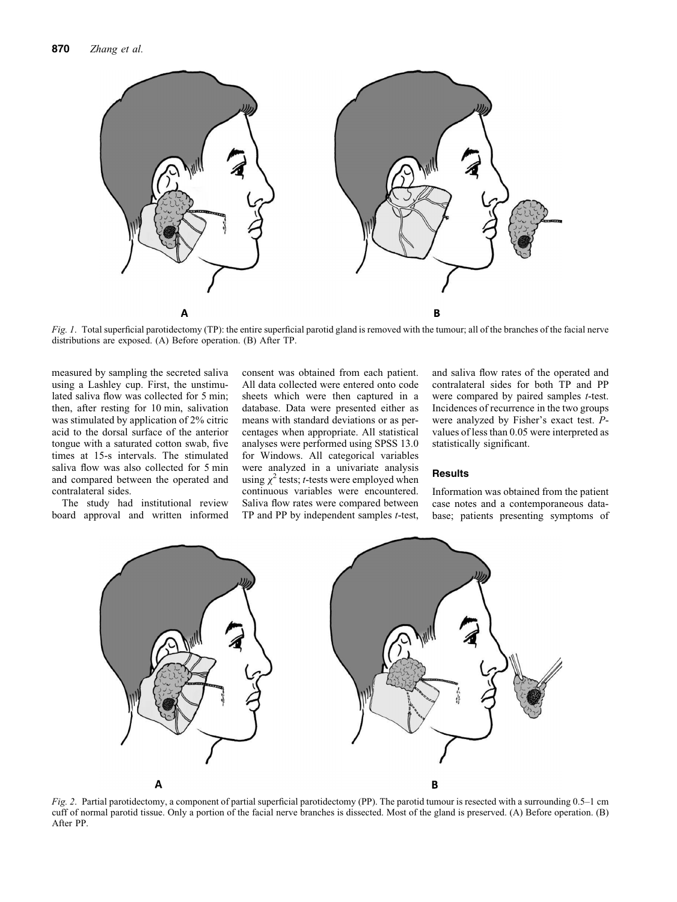*Fig. 1*. Total superficial parotidectomy (TP): the entire superficial parotid gland is removed with the tumour; all of the branches of the facial nerve distributions are exposed. (A) Before operation. (B) After TP.

measured by sampling the secreted saliva using a Lashley cup. First, the unstimulated saliva flow was collected for 5 min; then, after resting for 10 min, salivation was stimulated by application of 2% citric acid to the dorsal surface of the anterior tongue with a saturated cotton swab, five times at 15-s intervals. The stimulated saliva flow was also collected for 5 min and compared between the operated and contralateral sides.

The study had institutional review board approval and written informed consent was obtained from each patient. All data collected were entered onto code sheets which were then captured in a database. Data were presented either as means with standard deviations or as percentages when appropriate. All statistical analyses were performed using SPSS 13.0 for Windows. All categorical variables were analyzed in a univariate analysis using $\chi^2$ tests; *t*-tests were employed when continuous variables were encountered. Saliva flow rates were compared between TP and PP by independent samples *t*-test, and saliva flow rates of the operated and contralateral sides for both TP and PP were compared by paired samples *t*-test. Incidences of recurrence in the two groups were analyzed by Fisher's exact test. *P*-values of less than 0.05 were interpreted as statistically significant.

## Results

Information was obtained from the patient case notes and a contemporaneous database; patients presenting symptoms of

*Fig. 2*. Partial parotidectomy, a component of partial superficial parotidectomy (PP). The parotid tumour is resected with a surrounding 0.5–1 cm cuff of normal parotid tissue. Only a portion of the facial nerve branches is dissected. Most of the gland is preserved. (A) Before operation. (B) After PP.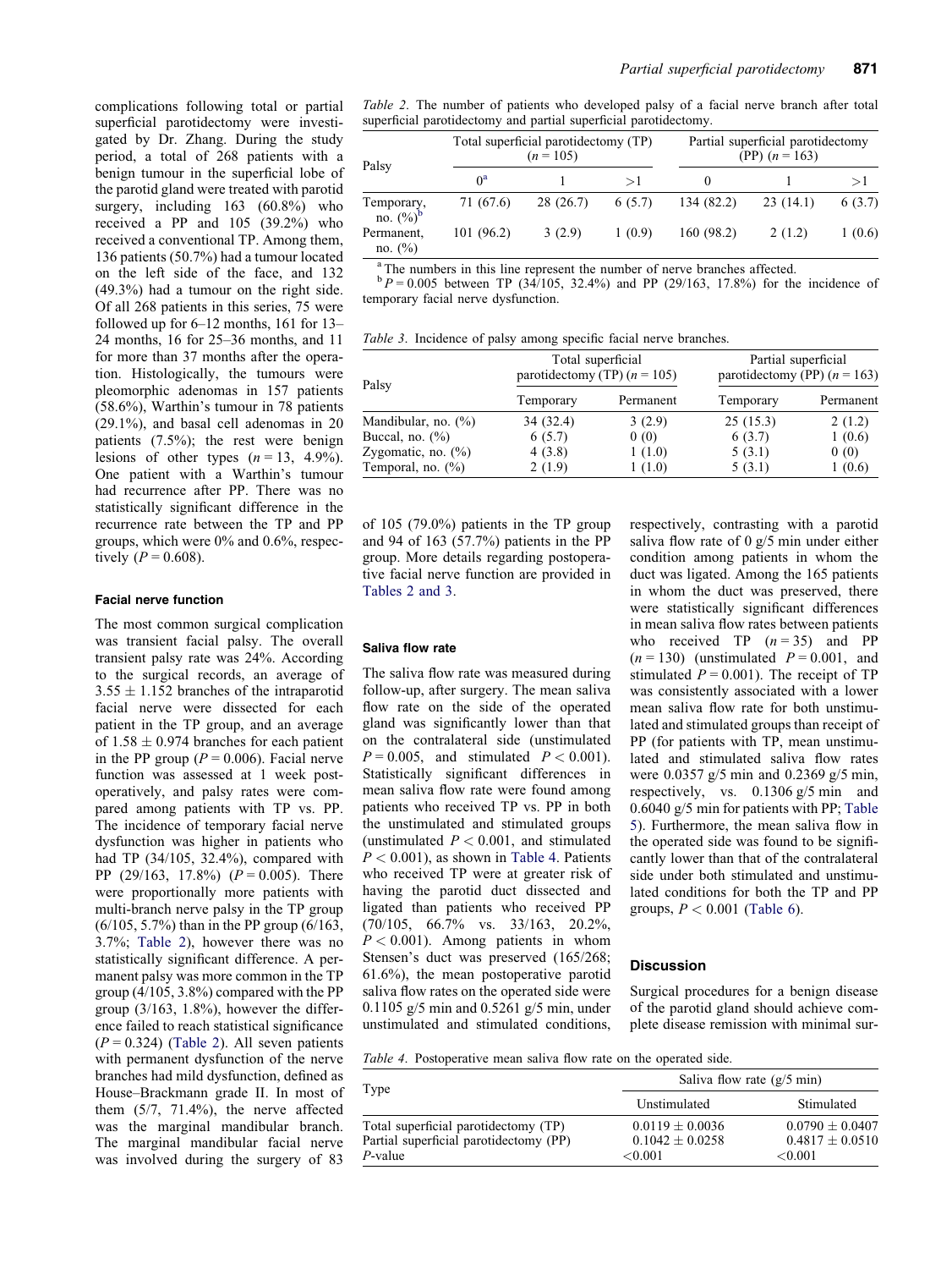complications following total or partial superficial parotidectomy were investigated by Dr. Zhang. During the study period, a total of 268 patients with a benign tumour in the superficial lobe of the parotid gland were treated with parotid surgery, including 163 (60.8%) who received a PP and 105 (39.2%) who received a conventional TP. Among them, 136 patients (50.7%) had a tumour located on the left side of the face, and 132 (49.3%) had a tumour on the right side. Of all 268 patients in this series, 75 were followed up for 6–12 months, 161 for 13–24 months, 16 for 25–36 months, and 11 for more than 37 months after the operation. Histologically, the tumours were pleomorphic adenomas in 157 patients (58.6%), Warthin's tumour in 78 patients (29.1%), and basal cell adenomas in 20 patients (7.5%); the rest were benign lesions of other types ($n = 13$, 4.9%). One patient with a Warthin's tumour had recurrence after PP. There was no statistically significant difference in the recurrence rate between the TP and PP groups, which were 0% and 0.6%, respectively ($P = 0.608$).

### Facial nerve function

The most common surgical complication was transient facial palsy. The overall transient palsy rate was 24%. According to the surgical records, an average of $3.55 \pm 1.152$ branches of the intraparotid facial nerve were dissected for each patient in the TP group, and an average of $1.58 \pm 0.974$ branches for each patient in the PP group ($P = 0.006$). Facial nerve function was assessed at 1 week postoperatively, and palsy rates were compared among patients with TP vs. PP. The incidence of temporary facial nerve dysfunction was higher in patients who had TP (34/105, 32.4%), compared with PP (29/163, 17.8%) ($P = 0.005$). There were proportionally more patients with multi-branch nerve palsy in the TP group (6/105, 5.7%) than in the PP group (6/163, 3.7%; Table 2), however there was no statistically significant difference. A permanent palsy was more common in the TP group (4/105, 3.8%) compared with the PP group (3/163, 1.8%), however the difference failed to reach statistical significance ($P = 0.324$) (Table 2). All seven patients with permanent dysfunction of the nerve branches had mild dysfunction, defined as House–Brackmann grade II. In most of them (5/7, 71.4%), the nerve affected was the marginal mandibular branch. The marginal mandibular facial nerve was involved during the surgery of 83 of 105 (79.0%) patients in the TP group and 94 of 163 (57.7%) patients in the PP group. More details regarding postoperative facial nerve function are provided in Tables 2 and 3.

*Table 2*. The number of patients who developed palsy of a facial nerve branch after total superficial parotidectomy and partial superficial parotidectomy.

| Palsy | Total superficial parotidectomy (TP) ($n = 105$) | | | Partial superficial parotidectomy (PP) ($n = 163$) | | |
|---|---|---|---|---|---|---|
| | 0[a] | 1 | >1 | 0 | 1 | >1 |
| Temporary, no. (%)[b] | 71 (67.6) | 28 (26.7) | 6 (5.7) | 134 (82.2) | 23 (14.1) | 6 (3.7) |
| Permanent, no. (%) | 101 (96.2) | 3 (2.9) | 1 (0.9) | 160 (98.2) | 2 (1.2) | 1 (0.6) |

[a] The numbers in this line represent the number of nerve branches affected.
[b] $P = 0.005$ between TP (34/105, 32.4%) and PP (29/163, 17.8%) for the incidence of temporary facial nerve dysfunction.

*Table 3*. Incidence of palsy among specific facial nerve branches.

| Palsy | Total superficial parotidectomy (TP) ($n = 105$) | | Partial superficial parotidectomy (PP) ($n = 163$) | |
|---|---|---|---|---|
| | Temporary | Permanent | Temporary | Permanent |
| Mandibular, no. (%) | 34 (32.4) | 3 (2.9) | 25 (15.3) | 2 (1.2) |
| Buccal, no. (%) | 6 (5.7) | 0 (0) | 6 (3.7) | 1 (0.6) |
| Zygomatic, no. (%) | 4 (3.8) | 1 (1.0) | 5 (3.1) | 0 (0) |
| Temporal, no. (%) | 2 (1.9) | 1 (1.0) | 5 (3.1) | 1 (0.6) |

### Saliva flow rate

The saliva flow rate was measured during follow-up, after surgery. The mean saliva flow rate on the side of the operated gland was significantly lower than that on the contralateral side (unstimulated $P = 0.005$, and stimulated $P < 0.001$). Statistically significant differences in mean saliva flow rate were found among patients who received TP vs. PP in both the unstimulated and stimulated groups (unstimulated $P < 0.001$, and stimulated $P < 0.001$), as shown in Table 4. Patients who received TP were at greater risk of having the parotid duct dissected and ligated than patients who received PP (70/105, 66.7% vs. 33/163, 20.2%, $P < 0.001$). Among patients in whom Stensen's duct was preserved (165/268; 61.6%), the mean postoperative parotid saliva flow rates on the operated side were 0.1105 g/5 min and 0.5261 g/5 min, under unstimulated and stimulated conditions, respectively, contrasting with a parotid saliva flow rate of 0 g/5 min under either condition among patients in whom the duct was ligated. Among the 165 patients in whom the duct was preserved, there were statistically significant differences in mean saliva flow rates between patients who received TP ($n = 35$) and PP ($n = 130$) (unstimulated $P = 0.001$, and stimulated $P = 0.001$). The receipt of TP was consistently associated with a lower mean saliva flow rate for both unstimulated and stimulated groups than receipt of PP (for patients with TP, mean unstimulated and stimulated saliva flow rates were 0.0357 g/5 min and 0.2369 g/5 min, respectively, vs. 0.1306 g/5 min and 0.6040 g/5 min for patients with PP; Table 5). Furthermore, the mean saliva flow in the operated side was found to be significantly lower than that of the contralateral side under both stimulated and unstimulated conditions for both the TP and PP groups, $P < 0.001$ (Table 6).

## Discussion

Surgical procedures for a benign disease of the parotid gland should achieve complete disease remission with minimal sur-

*Table 4*. Postoperative mean saliva flow rate on the operated side.

| Type | Saliva flow rate (g/5 min) | |
|---|---|---|
| | Unstimulated | Stimulated |
| Total superficial parotidectomy (TP) | $0.0119 \pm 0.0036$ | $0.0790 \pm 0.0407$ |
| Partial superficial parotidectomy (PP) | $0.1042 \pm 0.0258$ | $0.4817 \pm 0.0510$ |
| *P*-value | <0.001 | <0.001 |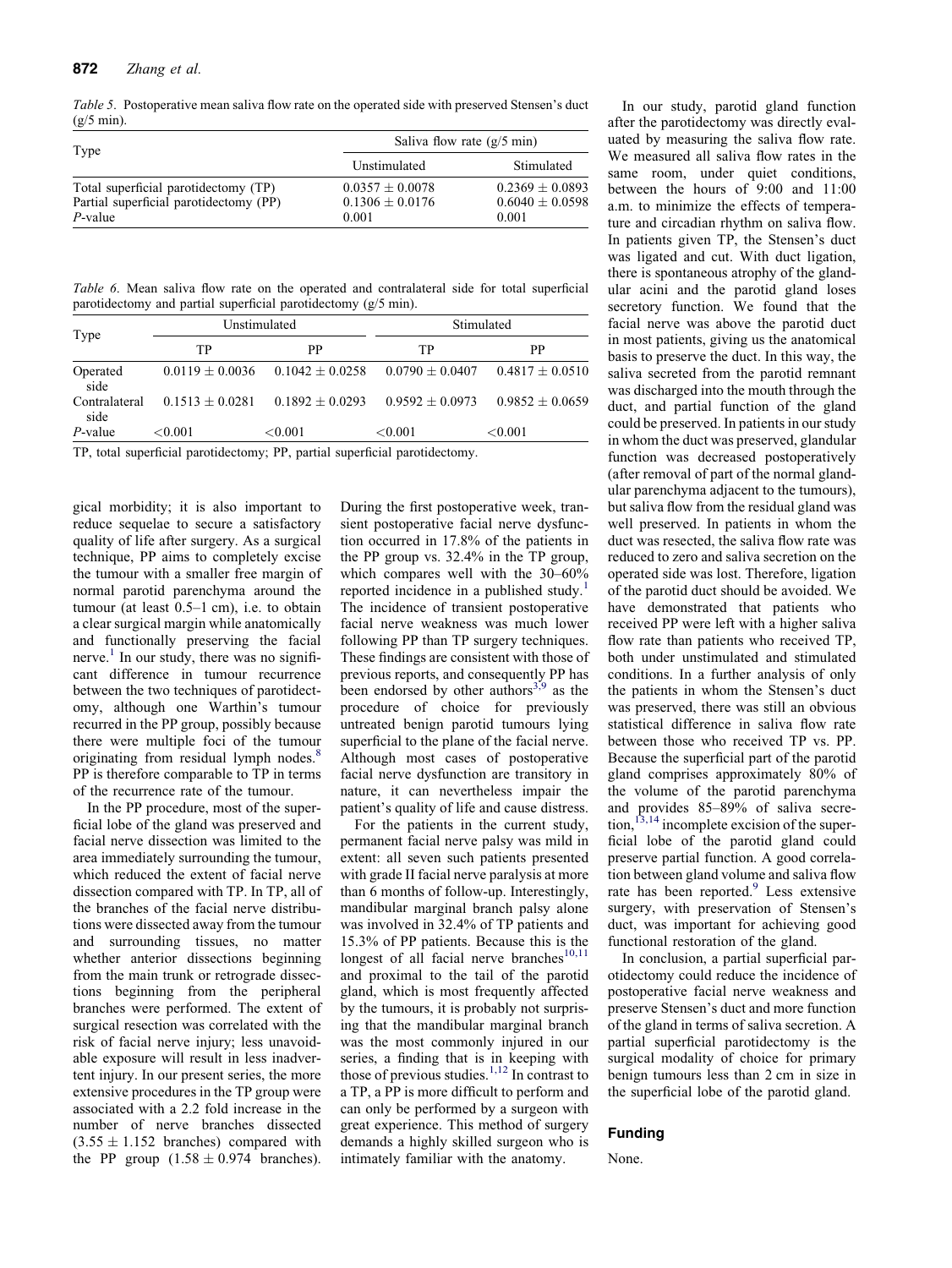*Table 5*. Postoperative mean saliva flow rate on the operated side with preserved Stensen's duct (g/5 min).

| Type | Saliva flow rate (g/5 min) | |
|---|---|---|
| | Unstimulated | Stimulated |
| Total superficial parotidectomy (TP) | 0.0357 ± 0.0078 | 0.2369 ± 0.0893 |
| Partial superficial parotidectomy (PP) | 0.1306 ± 0.0176 | 0.6040 ± 0.0598 |
| *P*-value | 0.001 | 0.001 |

*Table 6*. Mean saliva flow rate on the operated and contralateral side for total superficial parotidectomy and partial superficial parotidectomy (g/5 min).

| Type | Unstimulated | | Stimulated | |
|---|---|---|---|---|
| | TP | PP | TP | PP |
| Operated side | 0.0119 ± 0.0036 | 0.1042 ± 0.0258 | 0.0790 ± 0.0407 | 0.4817 ± 0.0510 |
| Contralateral side | 0.1513 ± 0.0281 | 0.1892 ± 0.0293 | 0.9592 ± 0.0973 | 0.9852 ± 0.0659 |
| *P*-value | <0.001 | <0.001 | <0.001 | <0.001 |

TP, total superficial parotidectomy; PP, partial superficial parotidectomy.

gical morbidity; it is also important to reduce sequelae to secure a satisfactory quality of life after surgery. As a surgical technique, PP aims to completely excise the tumour with a smaller free margin of normal parotid parenchyma around the tumour (at least 0.5–1 cm), i.e. to obtain a clear surgical margin while anatomically and functionally preserving the facial nerve.[1] In our study, there was no significant difference in tumour recurrence between the two techniques of parotidectomy, although one Warthin's tumour recurred in the PP group, possibly because there were multiple foci of the tumour originating from residual lymph nodes.[8] PP is therefore comparable to TP in terms of the recurrence rate of the tumour.

In the PP procedure, most of the superficial lobe of the gland was preserved and facial nerve dissection was limited to the area immediately surrounding the tumour, which reduced the extent of facial nerve dissection compared with TP. In TP, all of the branches of the facial nerve distributions were dissected away from the tumour and surrounding tissues, no matter whether anterior dissections beginning from the main trunk or retrograde dissections beginning from the peripheral branches were performed. The extent of surgical resection was correlated with the risk of facial nerve injury; less unavoidable exposure will result in less inadvertent injury. In our present series, the more extensive procedures in the TP group were associated with a 2.2 fold increase in the number of nerve branches dissected ($3.55 \pm 1.152$ branches) compared with the PP group ($1.58 \pm 0.974$ branches). During the first postoperative week, transient postoperative facial nerve dysfunction occurred in 17.8% of the patients in the PP group vs. 32.4% in the TP group, which compares well with the 30–60% reported incidence in a published study.[1] The incidence of transient postoperative facial nerve weakness was much lower following PP than TP surgery techniques. These findings are consistent with those of previous reports, and consequently PP has been endorsed by other authors[3,9] as the procedure of choice for previously untreated benign parotid tumours lying superficial to the plane of the facial nerve. Although most cases of postoperative facial nerve dysfunction are transitory in nature, it can nevertheless impair the patient's quality of life and cause distress.

For the patients in the current study, permanent facial nerve palsy was mild in extent: all seven such patients presented with grade II facial nerve paralysis at more than 6 months of follow-up. Interestingly, mandibular marginal branch palsy alone was involved in 32.4% of TP patients and 15.3% of PP patients. Because this is the longest of all facial nerve branches[10,11] and proximal to the tail of the parotid gland, which is most frequently affected by the tumours, it is probably not surprising that the mandibular marginal branch was the most commonly injured in our series, a finding that is in keeping with those of previous studies.[1,12] In contrast to a TP, a PP is more difficult to perform and can only be performed by a surgeon with great experience. This method of surgery demands a highly skilled surgeon who is intimately familiar with the anatomy.

In our study, parotid gland function after the parotidectomy was directly evaluated by measuring the saliva flow rate. We measured all saliva flow rates in the same room, under quiet conditions, between the hours of 9:00 and 11:00 a.m. to minimize the effects of temperature and circadian rhythm on saliva flow. In patients given TP, the Stensen's duct was ligated and cut. With duct ligation, there is spontaneous atrophy of the glandular acini and the parotid gland loses secretory function. We found that the facial nerve was above the parotid duct in most patients, giving us the anatomical basis to preserve the duct. In this way, the saliva secreted from the parotid remnant was discharged into the mouth through the duct, and partial function of the gland could be preserved. In patients in our study in whom the duct was preserved, glandular function was decreased postoperatively (after removal of part of the normal glandular parenchyma adjacent to the tumours), but saliva flow from the residual gland was well preserved. In patients in whom the duct was resected, the saliva flow rate was reduced to zero and saliva secretion on the operated side was lost. Therefore, ligation of the parotid duct should be avoided. We have demonstrated that patients who received PP were left with a higher saliva flow rate than patients who received TP, both under unstimulated and stimulated conditions. In a further analysis of only the patients in whom the Stensen's duct was preserved, there was still an obvious statistical difference in saliva flow rate between those who received TP vs. PP. Because the superficial part of the parotid gland comprises approximately 80% of the volume of the parotid parenchyma and provides 85–89% of saliva secretion,[13,14] incomplete excision of the superficial lobe of the parotid gland could preserve partial function. A good correlation between gland volume and saliva flow rate has been reported.[9] Less extensive surgery, with preservation of Stensen's duct, was important for achieving good functional restoration of the gland.

In conclusion, a partial superficial parotidectomy could reduce the incidence of postoperative facial nerve weakness and preserve Stensen's duct and more function of the gland in terms of saliva secretion. A partial superficial parotidectomy is the surgical modality of choice for primary benign tumours less than 2 cm in size in the superficial lobe of the parotid gland.

## Funding

None.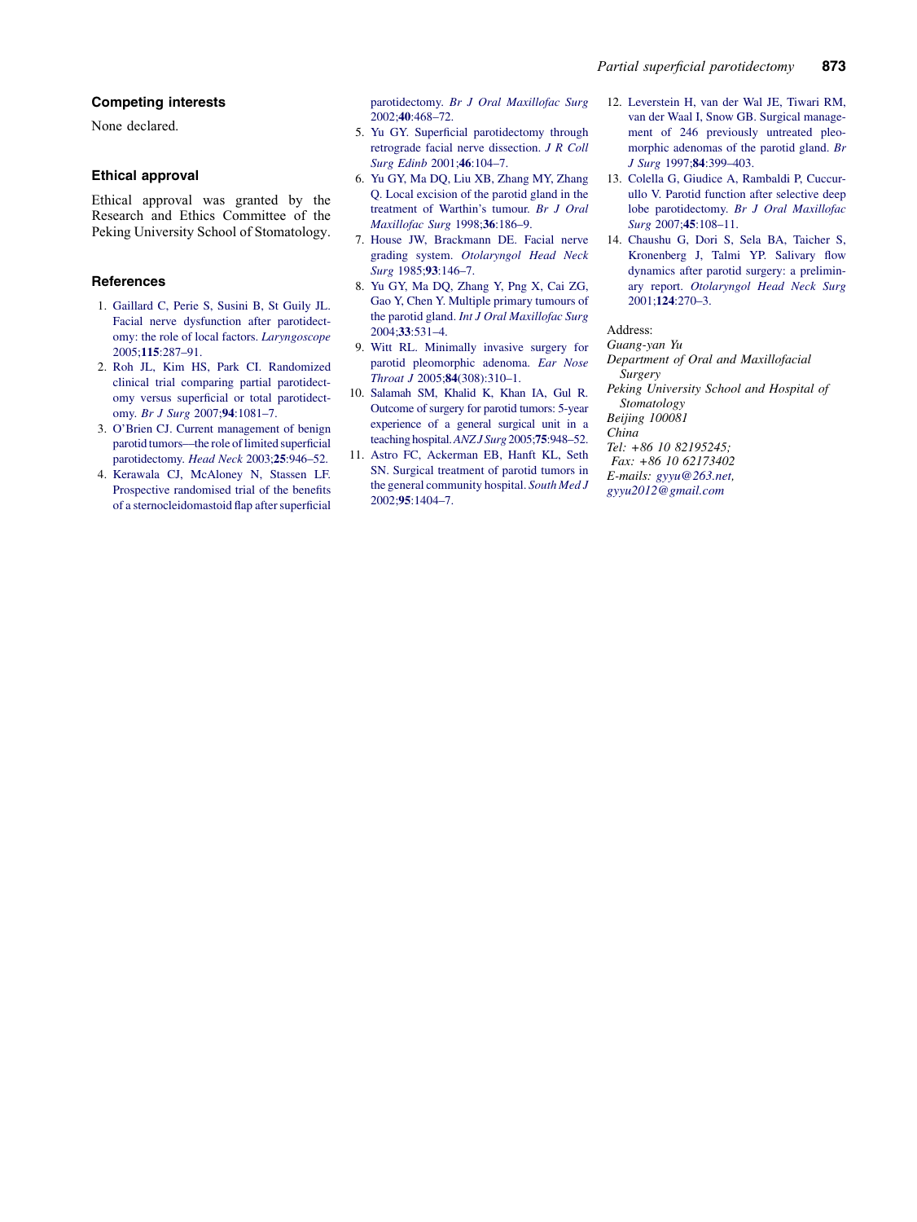## Competing interests

None declared.

## Ethical approval

Ethical approval was granted by the Research and Ethics Committee of the Peking University School of Stomatology.

## References

1. Gaillard C, Perie S, Susini B, St Guily JL. Facial nerve dysfunction after parotidectomy: the role of local factors. *Laryngoscope* 2005;**115**:287–91.
2. Roh JL, Kim HS, Park CI. Randomized clinical trial comparing partial parotidectomy versus superficial or total parotidectomy. *Br J Surg* 2007;**94**:1081–7.
3. O'Brien CJ. Current management of benign parotid tumors—the role of limited superficial parotidectomy. *Head Neck* 2003;**25**:946–52.
4. Kerawala CJ, McAloney N, Stassen LF. Prospective randomised trial of the benefits of a sternocleidomastoid flap after superficial parotidectomy. *Br J Oral Maxillofac Surg* 2002;**40**:468–72.
5. Yu GY. Superficial parotidectomy through retrograde facial nerve dissection. *J R Coll Surg Edinb* 2001;**46**:104–7.
6. Yu GY, Ma DQ, Liu XB, Zhang MY, Zhang Q. Local excision of the parotid gland in the treatment of Warthin's tumour. *Br J Oral Maxillofac Surg* 1998;**36**:186–9.
7. House JW, Brackmann DE. Facial nerve grading system. *Otolaryngol Head Neck Surg* 1985;**93**:146–7.
8. Yu GY, Ma DQ, Zhang Y, Png X, Cai ZG, Gao Y, Chen Y. Multiple primary tumours of the parotid gland. *Int J Oral Maxillofac Surg* 2004;**33**:531–4.
9. Witt RL. Minimally invasive surgery for parotid pleomorphic adenoma. *Ear Nose Throat J* 2005;**84**(308):310–1.
10. Salamah SM, Khalid K, Khan IA, Gul R. Outcome of surgery for parotid tumors: 5-year experience of a general surgical unit in a teaching hospital. *ANZ J Surg* 2005;**75**:948–52.
11. Astro FC, Ackerman EB, Hanft KL, Seth SN. Surgical treatment of parotid tumors in the general community hospital. *South Med J* 2002;**95**:1404–7.
12. Leverstein H, van der Wal JE, Tiwari RM, van der Waal I, Snow GB. Surgical management of 246 previously untreated pleomorphic adenomas of the parotid gland. *Br J Surg* 1997;**84**:399–403.
13. Colella G, Giudice A, Rambaldi P, Cuccurullo V. Parotid function after selective deep lobe parotidectomy. *Br J Oral Maxillofac Surg* 2007;**45**:108–11.
14. Chaushu G, Dori S, Sela BA, Taicher S, Kronenberg J, Talmi YP. Salivary flow dynamics after parotid surgery: a preliminary report. *Otolaryngol Head Neck Surg* 2001;**124**:270–3.

Address:
*Guang-yan Yu*
*Department of Oral and Maxillofacial Surgery*
*Peking University School and Hospital of Stomatology*
*Beijing 100081*
*China*
*Tel: +86 10 82195245;*
*Fax: +86 10 62173402*
*E-mails: gyyu@263.net, gyyu2012@gmail.com*